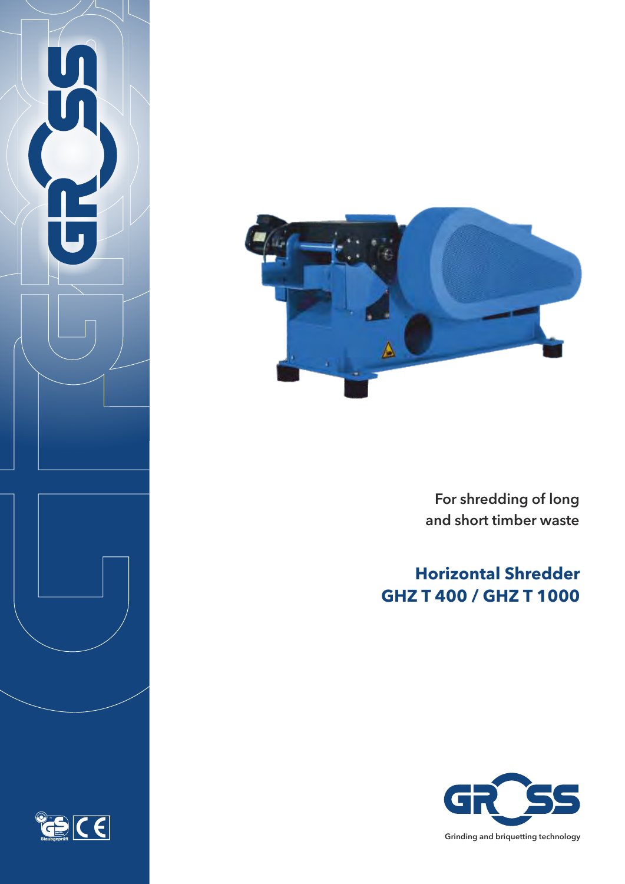For shredding of long and short timber waste

# Horizontal Shredder
# GHZ T 400 / GHZ T 1000

GROSS

Grinding and briquetting technology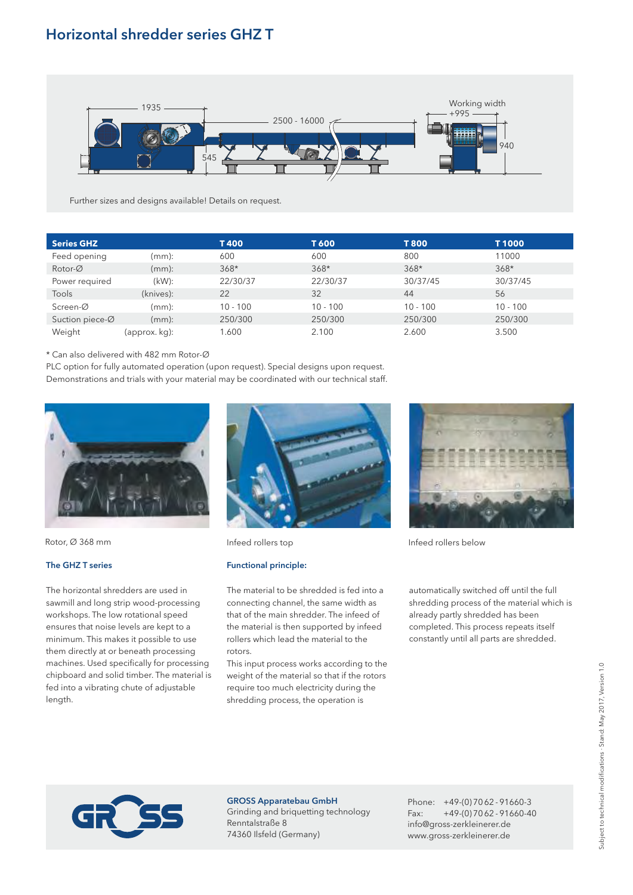# Horizontal shredder series GHZ T

1935
2500 - 16000
545
Working width
+995
940

Further sizes and designs available! Details on request.

| Series GHZ | | T 400 | T 600 | T 800 | T 1000 |
|---|---|---|---|---|---|
| Feed opening | (mm): | 600 | 600 | 800 | 11000 |
| Rotor-Ø | (mm): | 368* | 368* | 368* | 368* |
| Power required | (kW): | 22/30/37 | 22/30/37 | 30/37/45 | 30/37/45 |
| Tools | (knives): | 22 | 32 | 44 | 56 |
| Screen-Ø | (mm): | 10 - 100 | 10 - 100 | 10 - 100 | 10 - 100 |
| Suction piece-Ø | (mm): | 250/300 | 250/300 | 250/300 | 250/300 |
| Weight | (approx. kg): | 1.600 | 2.100 | 2.600 | 3.500 |

\* Can also delivered with 482 mm Rotor-Ø

PLC option for fully automated operation (upon request). Special designs upon request.
Demonstrations and trials with your material may be coordinated with our technical staff.

Rotor, Ø 368 mm

Infeed rollers top

Infeed rollers below

### The GHZ T series

The horizontal shredders are used in sawmill and long strip wood-processing workshops. The low rotational speed ensures that noise levels are kept to a minimum. This makes it possible to use them directly at or beneath processing machines. Used specifically for processing chipboard and solid timber. The material is fed into a vibrating chute of adjustable length.

### Functional principle:

The material to be shredded is fed into a connecting channel, the same width as that of the main shredder. The infeed of the material is then supported by infeed rollers which lead the material to the rotors.
This input process works according to the weight of the material so that if the rotors require too much electricity during the shredding process, the operation is automatically switched off until the full shredding process of the material which is already partly shredded has been completed. This process repeats itself constantly until all parts are shredded.

**GROSS Apparatebau GmbH**
Grinding and briquetting technology
Renntalstraße 8
74360 Ilsfeld (Germany)

Phone: +49-(0)7062-91660-3
Fax: +49-(0)7062-91660-40
info@gross-zerkleinerer.de
www.gross-zerkleinerer.de

Subject to technical modifications · Stand: May 2017, Version 1.0